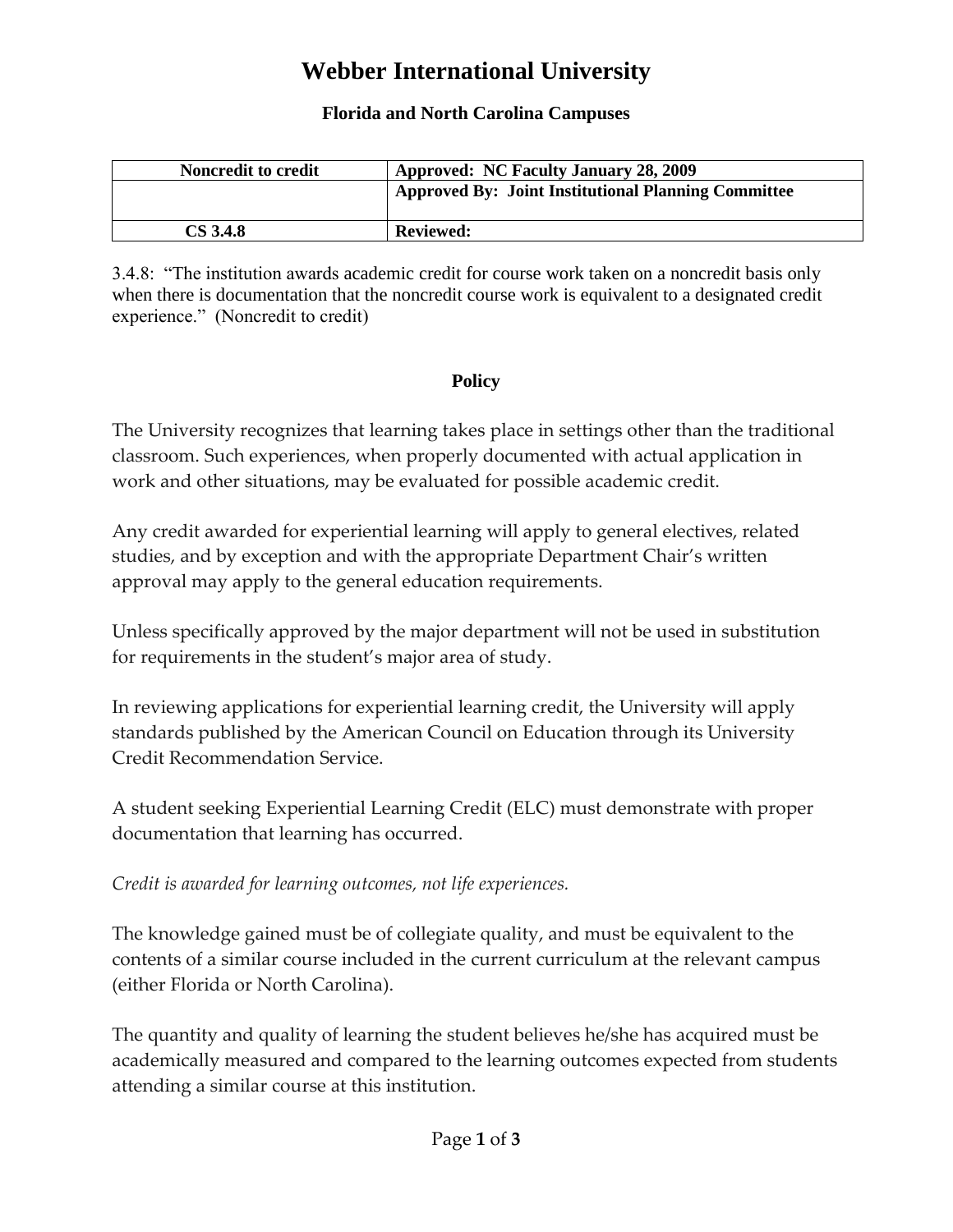# Webber International University

### Florida and North Carolina Campuses

| Noncredit to credit | Approved: NC Faculty January 28, 2009 |
|---|---|
| | Approved By: Joint Institutional Planning Committee |
| CS 3.4.8 | Reviewed: |

3.4.8: "The institution awards academic credit for course work taken on a noncredit basis only when there is documentation that the noncredit course work is equivalent to a designated credit experience." (Noncredit to credit)

## Policy

The University recognizes that learning takes place in settings other than the traditional classroom. Such experiences, when properly documented with actual application in work and other situations, may be evaluated for possible academic credit.

Any credit awarded for experiential learning will apply to general electives, related studies, and by exception and with the appropriate Department Chair's written approval may apply to the general education requirements.

Unless specifically approved by the major department will not be used in substitution for requirements in the student's major area of study.

In reviewing applications for experiential learning credit, the University will apply standards published by the American Council on Education through its University Credit Recommendation Service.

A student seeking Experiential Learning Credit (ELC) must demonstrate with proper documentation that learning has occurred.

*Credit is awarded for learning outcomes, not life experiences.*

The knowledge gained must be of collegiate quality, and must be equivalent to the contents of a similar course included in the current curriculum at the relevant campus (either Florida or North Carolina).

The quantity and quality of learning the student believes he/she has acquired must be academically measured and compared to the learning outcomes expected from students attending a similar course at this institution.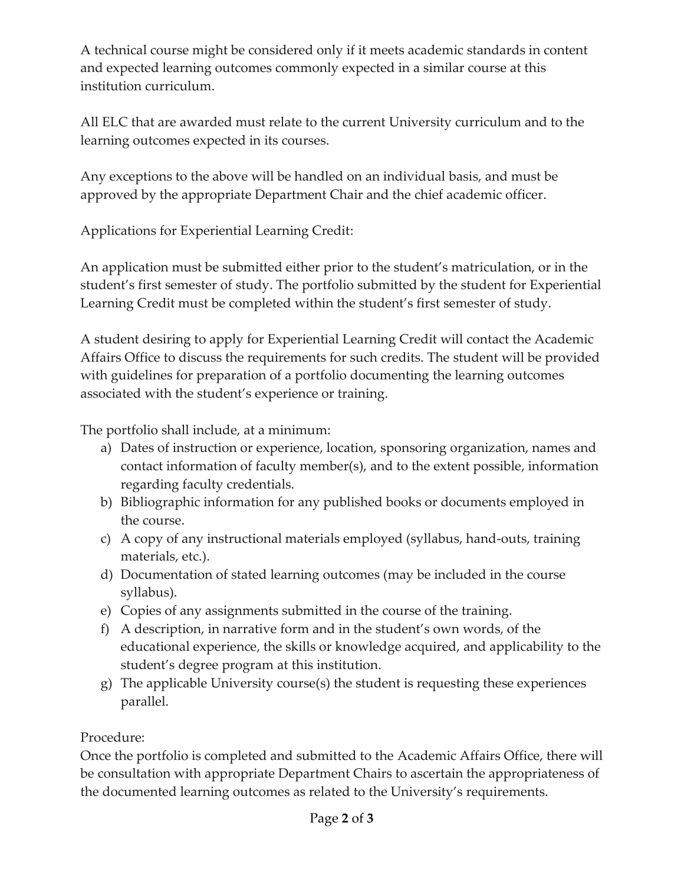A technical course might be considered only if it meets academic standards in content and expected learning outcomes commonly expected in a similar course at this institution curriculum.

All ELC that are awarded must relate to the current University curriculum and to the learning outcomes expected in its courses.

Any exceptions to the above will be handled on an individual basis, and must be approved by the appropriate Department Chair and the chief academic officer.

Applications for Experiential Learning Credit:

An application must be submitted either prior to the student's matriculation, or in the student's first semester of study. The portfolio submitted by the student for Experiential Learning Credit must be completed within the student's first semester of study.

A student desiring to apply for Experiential Learning Credit will contact the Academic Affairs Office to discuss the requirements for such credits. The student will be provided with guidelines for preparation of a portfolio documenting the learning outcomes associated with the student's experience or training.

The portfolio shall include, at a minimum:

a) Dates of instruction or experience, location, sponsoring organization, names and contact information of faculty member(s), and to the extent possible, information regarding faculty credentials.
b) Bibliographic information for any published books or documents employed in the course.
c) A copy of any instructional materials employed (syllabus, hand-outs, training materials, etc.).
d) Documentation of stated learning outcomes (may be included in the course syllabus).
e) Copies of any assignments submitted in the course of the training.
f) A description, in narrative form and in the student's own words, of the educational experience, the skills or knowledge acquired, and applicability to the student's degree program at this institution.
g) The applicable University course(s) the student is requesting these experiences parallel.

Procedure:
Once the portfolio is completed and submitted to the Academic Affairs Office, there will be consultation with appropriate Department Chairs to ascertain the appropriateness of the documented learning outcomes as related to the University's requirements.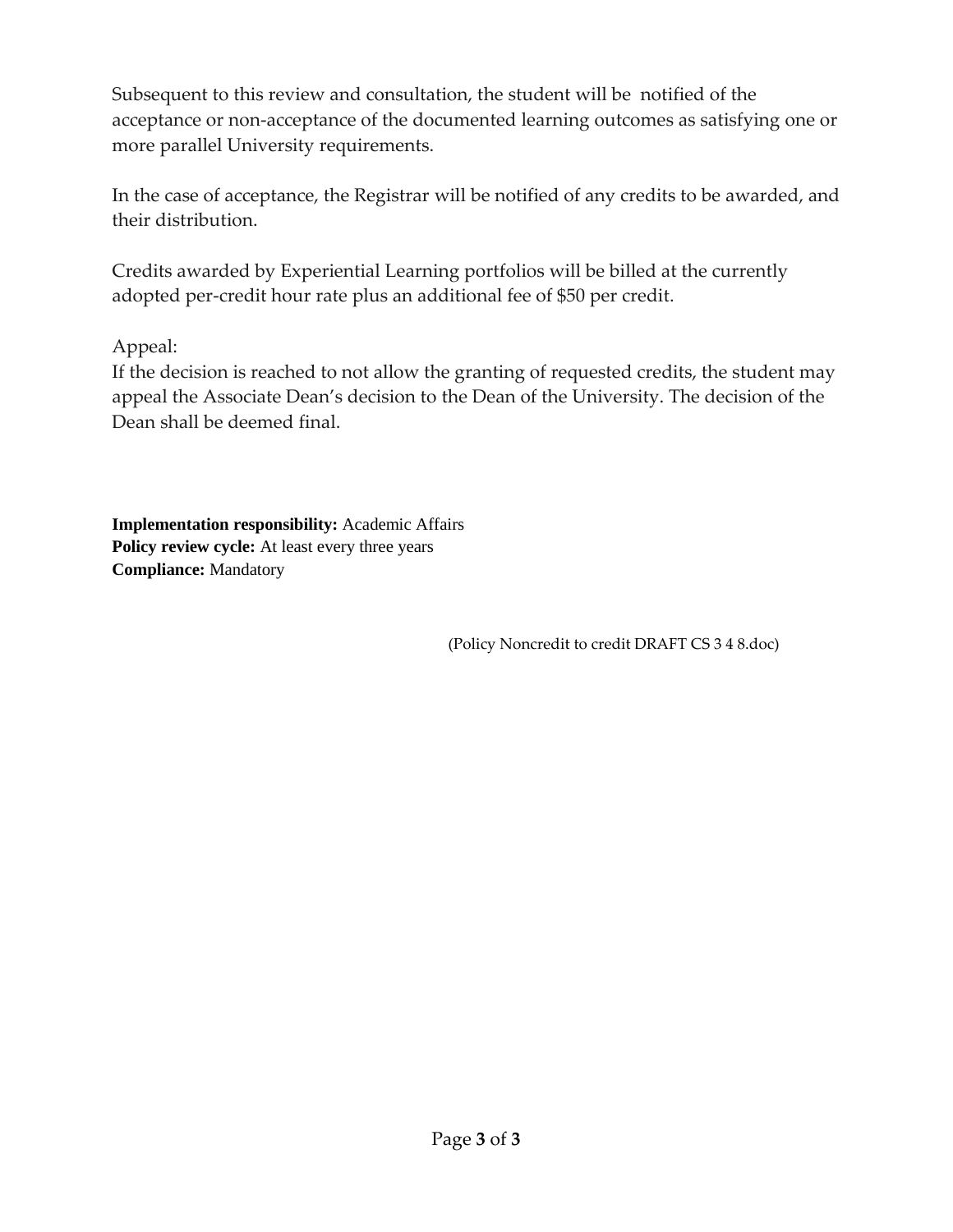Subsequent to this review and consultation, the student will be notified of the acceptance or non-acceptance of the documented learning outcomes as satisfying one or more parallel University requirements.

In the case of acceptance, the Registrar will be notified of any credits to be awarded, and their distribution.

Credits awarded by Experiential Learning portfolios will be billed at the currently adopted per-credit hour rate plus an additional fee of $50 per credit.

Appeal:
If the decision is reached to not allow the granting of requested credits, the student may appeal the Associate Dean's decision to the Dean of the University. The decision of the Dean shall be deemed final.

**Implementation responsibility:** Academic Affairs
**Policy review cycle:** At least every three years
**Compliance:** Mandatory

(Policy Noncredit to credit DRAFT CS 3 4 8.doc)